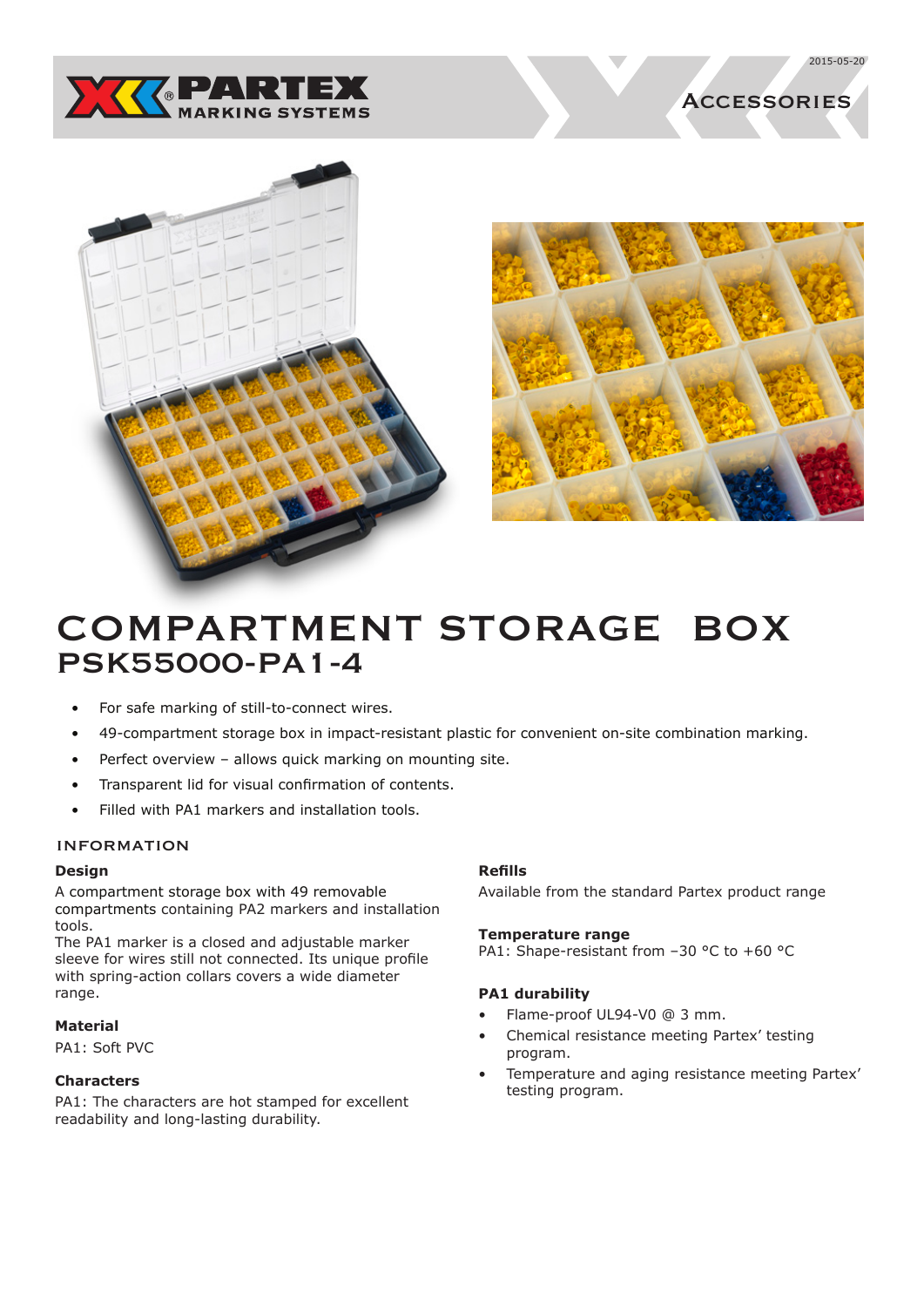2015-05-20

PARTEX MARKING SYSTEMS

ACCESSORIES

# COMPARTMENT STORAGE BOX
## PSK55000-PA1-4

- For safe marking of still-to-connect wires.
- 49-compartment storage box in impact-resistant plastic for convenient on-site combination marking.
- Perfect overview – allows quick marking on mounting site.
- Transparent lid for visual confirmation of contents.
- Filled with PA1 markers and installation tools.

### INFORMATION

**Design**

A compartment storage box with 49 removable compartments containing PA2 markers and installation tools.
The PA1 marker is a closed and adjustable marker sleeve for wires still not connected. Its unique profile with spring-action collars covers a wide diameter range.

**Material**

PA1: Soft PVC

**Characters**

PA1: The characters are hot stamped for excellent readability and long-lasting durability.

**Refills**

Available from the standard Partex product range

**Temperature range**

PA1: Shape-resistant from –30 °C to +60 °C

**PA1 durability**

- Flame-proof UL94-V0 @ 3 mm.
- Chemical resistance meeting Partex' testing program.
- Temperature and aging resistance meeting Partex' testing program.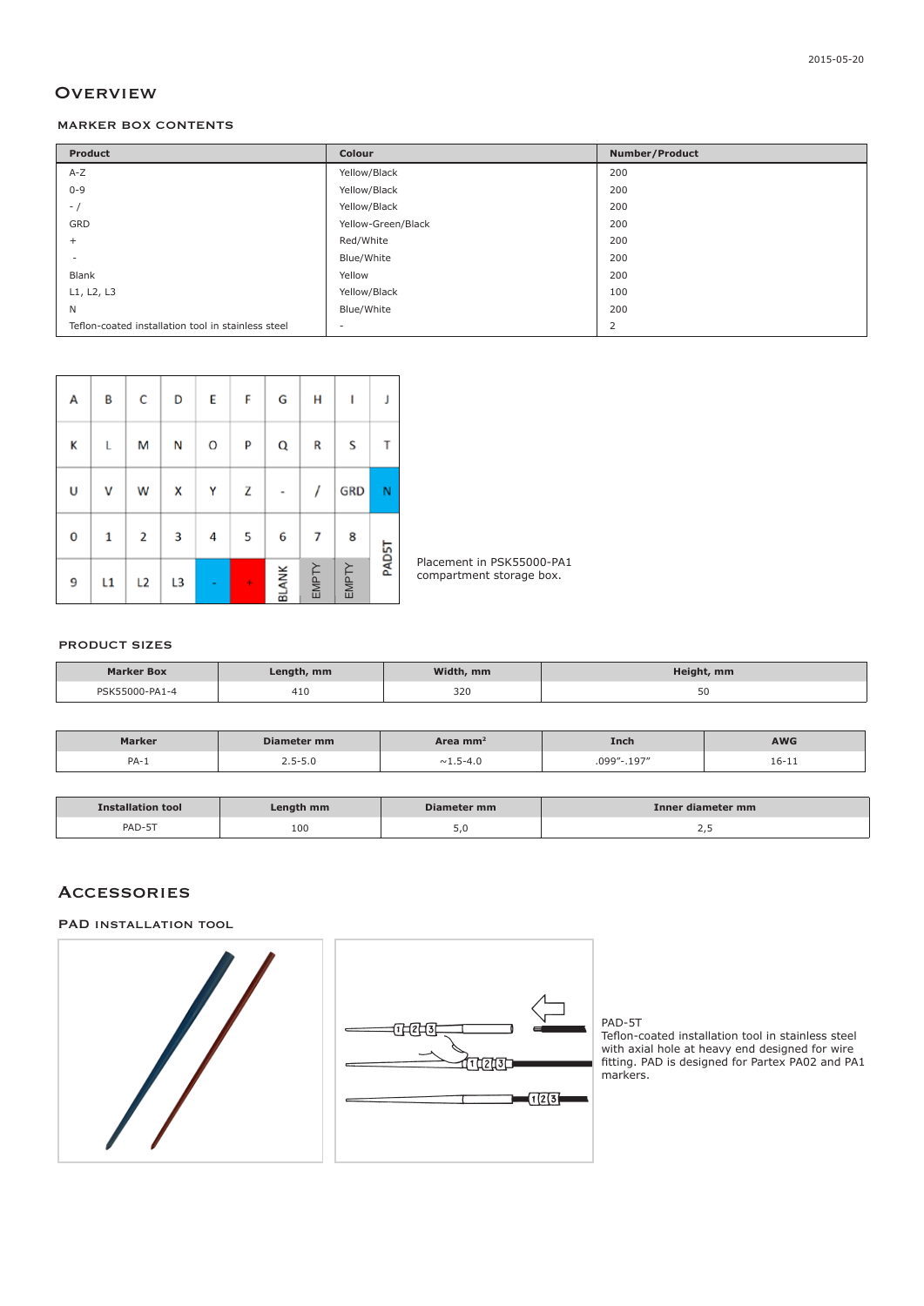2015-05-20

# Overview

## Marker box contents

| Product | Colour | Number/Product |
|---|---|---|
| A-Z | Yellow/Black | 200 |
| 0-9 | Yellow/Black | 200 |
| - / | Yellow/Black | 200 |
| GRD | Yellow-Green/Black | 200 |
| + | Red/White | 200 |
| - | Blue/White | 200 |
| Blank | Yellow | 200 |
| L1, L2, L3 | Yellow/Black | 100 |
| N | Blue/White | 200 |
| Teflon-coated installation tool in stainless steel | - | 2 |

| A | B | C | D | E | F | G | H | I | J |
|---|---|---|---|---|---|---|---|---|---|
| K | L | M | N | O | P | Q | R | S | T |
| U | V | W | X | Y | Z | - | / | GRD | N |
| 0 | 1 | 2 | 3 | 4 | 5 | 6 | 7 | 8 | PAD5T |
| 9 | L1 | L2 | L3 | - | + | BLANK | EMPTY | EMPTY | |

Placement in PSK55000-PA1 compartment storage box.

## Product sizes

| Marker Box | Length, mm | Width, mm | Height, mm |
|---|---|---|---|
| PSK55000-PA1-4 | 410 | 320 | 50 |

| Marker | Diameter mm | Area mm² | Inch | AWG |
|---|---|---|---|---|
| PA-1 | 2.5-5.0 | ~1.5-4.0 | .099"-.197" | 16-11 |

| Installation tool | Length mm | Diameter mm | Inner diameter mm |
|---|---|---|---|
| PAD-5T | 100 | 5,0 | 2,5 |

# Accessories

## PAD installation tool

PAD-5T
Teflon-coated installation tool in stainless steel with axial hole at heavy end designed for wire fitting. PAD is designed for Partex PA02 and PA1 markers.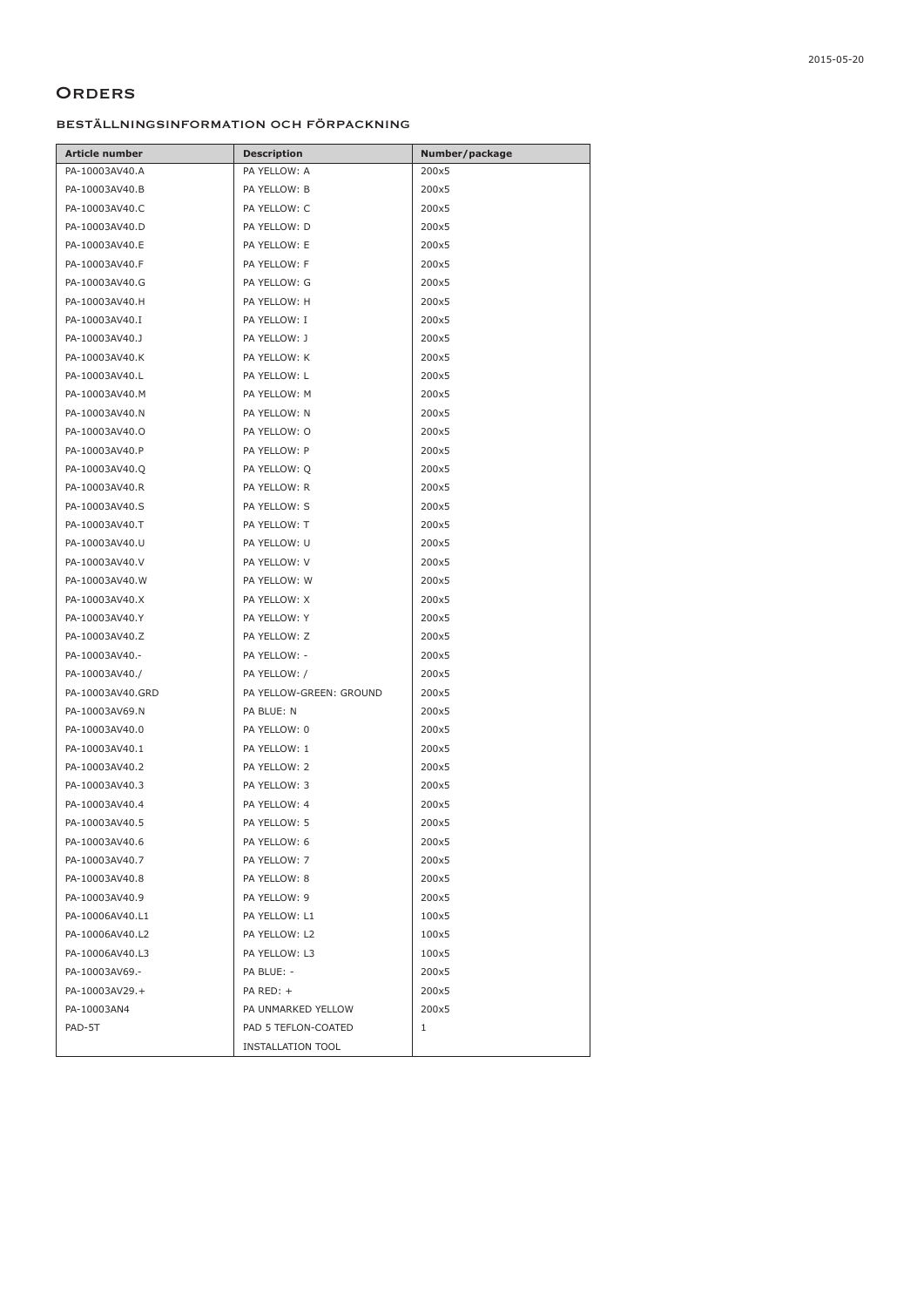# Orders

## Beställningsinformation och förpackning

| Article number | Description | Number/package |
|---|---|---|
| PA-10003AV40.A | PA YELLOW: A | 200x5 |
| PA-10003AV40.B | PA YELLOW: B | 200x5 |
| PA-10003AV40.C | PA YELLOW: C | 200x5 |
| PA-10003AV40.D | PA YELLOW: D | 200x5 |
| PA-10003AV40.E | PA YELLOW: E | 200x5 |
| PA-10003AV40.F | PA YELLOW: F | 200x5 |
| PA-10003AV40.G | PA YELLOW: G | 200x5 |
| PA-10003AV40.H | PA YELLOW: H | 200x5 |
| PA-10003AV40.I | PA YELLOW: I | 200x5 |
| PA-10003AV40.J | PA YELLOW: J | 200x5 |
| PA-10003AV40.K | PA YELLOW: K | 200x5 |
| PA-10003AV40.L | PA YELLOW: L | 200x5 |
| PA-10003AV40.M | PA YELLOW: M | 200x5 |
| PA-10003AV40.N | PA YELLOW: N | 200x5 |
| PA-10003AV40.O | PA YELLOW: O | 200x5 |
| PA-10003AV40.P | PA YELLOW: P | 200x5 |
| PA-10003AV40.Q | PA YELLOW: Q | 200x5 |
| PA-10003AV40.R | PA YELLOW: R | 200x5 |
| PA-10003AV40.S | PA YELLOW: S | 200x5 |
| PA-10003AV40.T | PA YELLOW: T | 200x5 |
| PA-10003AV40.U | PA YELLOW: U | 200x5 |
| PA-10003AV40.V | PA YELLOW: V | 200x5 |
| PA-10003AV40.W | PA YELLOW: W | 200x5 |
| PA-10003AV40.X | PA YELLOW: X | 200x5 |
| PA-10003AV40.Y | PA YELLOW: Y | 200x5 |
| PA-10003AV40.Z | PA YELLOW: Z | 200x5 |
| PA-10003AV40.- | PA YELLOW: - | 200x5 |
| PA-10003AV40./ | PA YELLOW: / | 200x5 |
| PA-10003AV40.GRD | PA YELLOW-GREEN: GROUND | 200x5 |
| PA-10003AV69.N | PA BLUE: N | 200x5 |
| PA-10003AV40.0 | PA YELLOW: 0 | 200x5 |
| PA-10003AV40.1 | PA YELLOW: 1 | 200x5 |
| PA-10003AV40.2 | PA YELLOW: 2 | 200x5 |
| PA-10003AV40.3 | PA YELLOW: 3 | 200x5 |
| PA-10003AV40.4 | PA YELLOW: 4 | 200x5 |
| PA-10003AV40.5 | PA YELLOW: 5 | 200x5 |
| PA-10003AV40.6 | PA YELLOW: 6 | 200x5 |
| PA-10003AV40.7 | PA YELLOW: 7 | 200x5 |
| PA-10003AV40.8 | PA YELLOW: 8 | 200x5 |
| PA-10003AV40.9 | PA YELLOW: 9 | 200x5 |
| PA-10006AV40.L1 | PA YELLOW: L1 | 100x5 |
| PA-10006AV40.L2 | PA YELLOW: L2 | 100x5 |
| PA-10006AV40.L3 | PA YELLOW: L3 | 100x5 |
| PA-10003AV69.- | PA BLUE: - | 200x5 |
| PA-10003AV29.+ | PA RED: + | 200x5 |
| PA-10003AN4 | PA UNMARKED YELLOW | 200x5 |
| PAD-5T | PAD 5 TEFLON-COATED INSTALLATION TOOL | 1 |